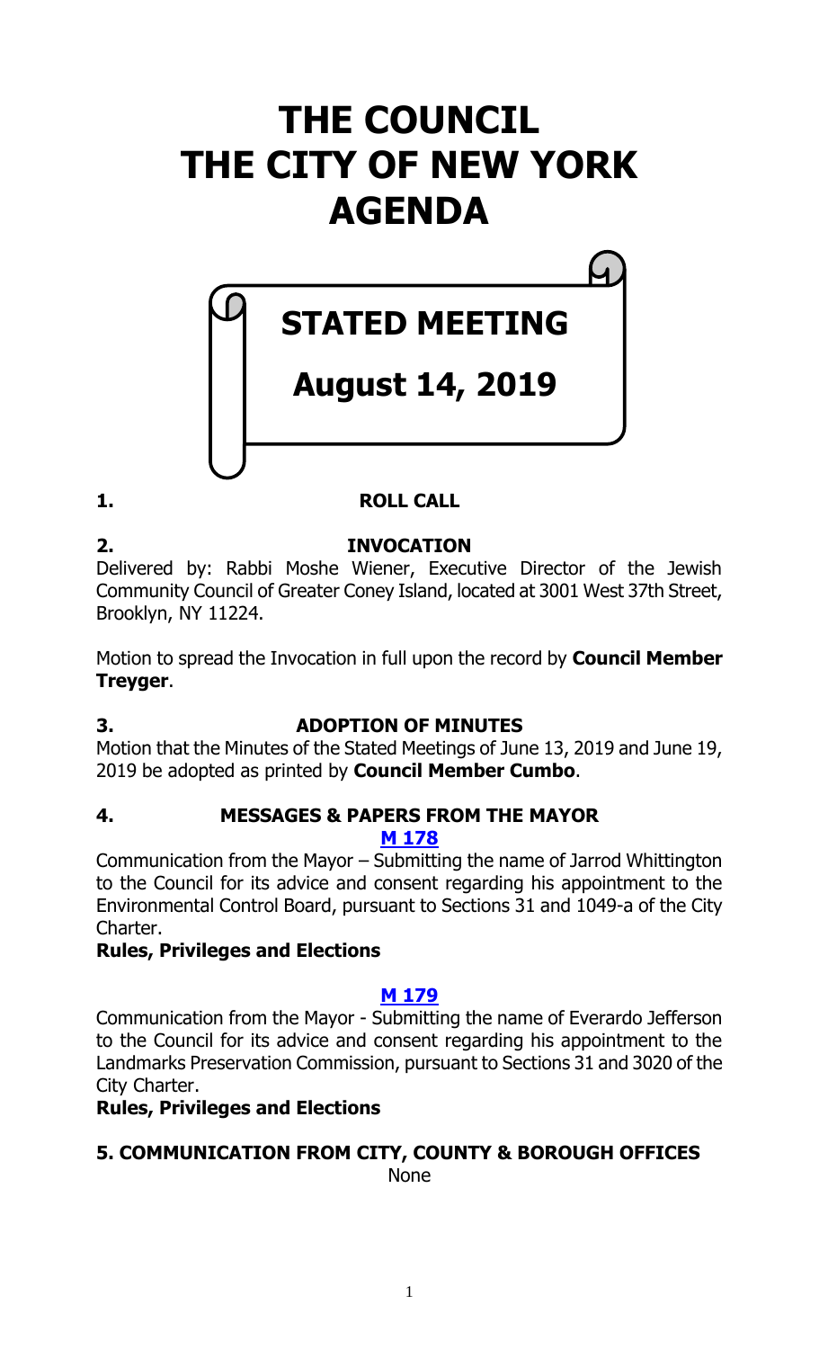# THE COUNCIL
# THE CITY OF NEW YORK
# AGENDA

## STATED MEETING

## August 14, 2019

**1. ROLL CALL**

**2. INVOCATION**

Delivered by: Rabbi Moshe Wiener, Executive Director of the Jewish Community Council of Greater Coney Island, located at 3001 West 37th Street, Brooklyn, NY 11224.

Motion to spread the Invocation in full upon the record by **Council Member Treyger**.

**3. ADOPTION OF MINUTES**

Motion that the Minutes of the Stated Meetings of June 13, 2019 and June 19, 2019 be adopted as printed by **Council Member Cumbo**.

**4. MESSAGES & PAPERS FROM THE MAYOR**

**M 178**

Communication from the Mayor – Submitting the name of Jarrod Whittington to the Council for its advice and consent regarding his appointment to the Environmental Control Board, pursuant to Sections 31 and 1049-a of the City Charter.

**Rules, Privileges and Elections**

**M 179**

Communication from the Mayor - Submitting the name of Everardo Jefferson to the Council for its advice and consent regarding his appointment to the Landmarks Preservation Commission, pursuant to Sections 31 and 3020 of the City Charter.

**Rules, Privileges and Elections**

**5. COMMUNICATION FROM CITY, COUNTY & BOROUGH OFFICES**

None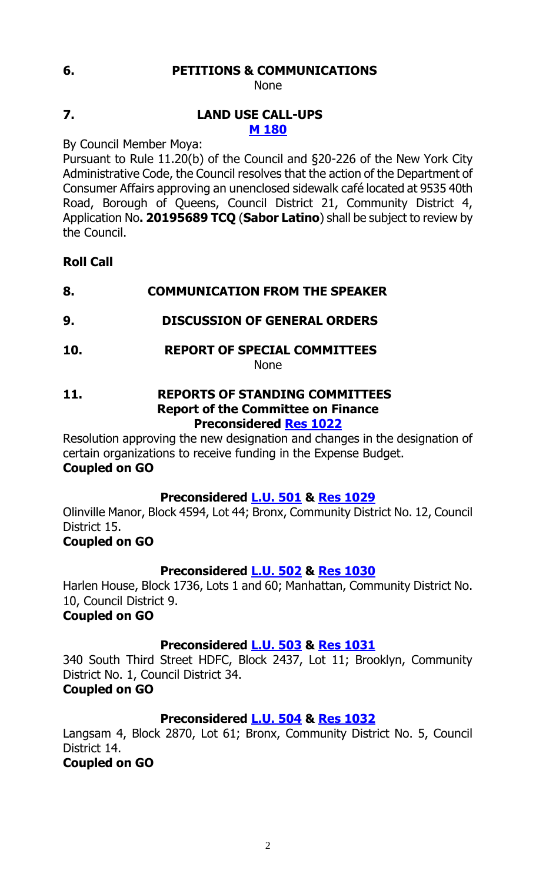## 6. PETITIONS & COMMUNICATIONS

None

## 7. LAND USE CALL-UPS

**M 180**

By Council Member Moya:

Pursuant to Rule 11.20(b) of the Council and §20-226 of the New York City Administrative Code, the Council resolves that the action of the Department of Consumer Affairs approving an unenclosed sidewalk café located at 9535 40th Road, Borough of Queens, Council District 21, Community District 4, Application No**. 20195689 TCQ** (**Sabor Latino**) shall be subject to review by the Council.

**Roll Call**

## 8. COMMUNICATION FROM THE SPEAKER

## 9. DISCUSSION OF GENERAL ORDERS

## 10. REPORT OF SPECIAL COMMITTEES

None

## 11. REPORTS OF STANDING COMMITTEES

### Report of the Committee on Finance

**Preconsidered Res 1022**

Resolution approving the new designation and changes in the designation of certain organizations to receive funding in the Expense Budget.

**Coupled on GO**

**Preconsidered L.U. 501 & Res 1029**

Olinville Manor, Block 4594, Lot 44; Bronx, Community District No. 12, Council District 15.

**Coupled on GO**

**Preconsidered L.U. 502 & Res 1030**

Harlen House, Block 1736, Lots 1 and 60; Manhattan, Community District No. 10, Council District 9.

**Coupled on GO**

**Preconsidered L.U. 503 & Res 1031**

340 South Third Street HDFC, Block 2437, Lot 11; Brooklyn, Community District No. 1, Council District 34.

**Coupled on GO**

**Preconsidered L.U. 504 & Res 1032**

Langsam 4, Block 2870, Lot 61; Bronx, Community District No. 5, Council District 14.

**Coupled on GO**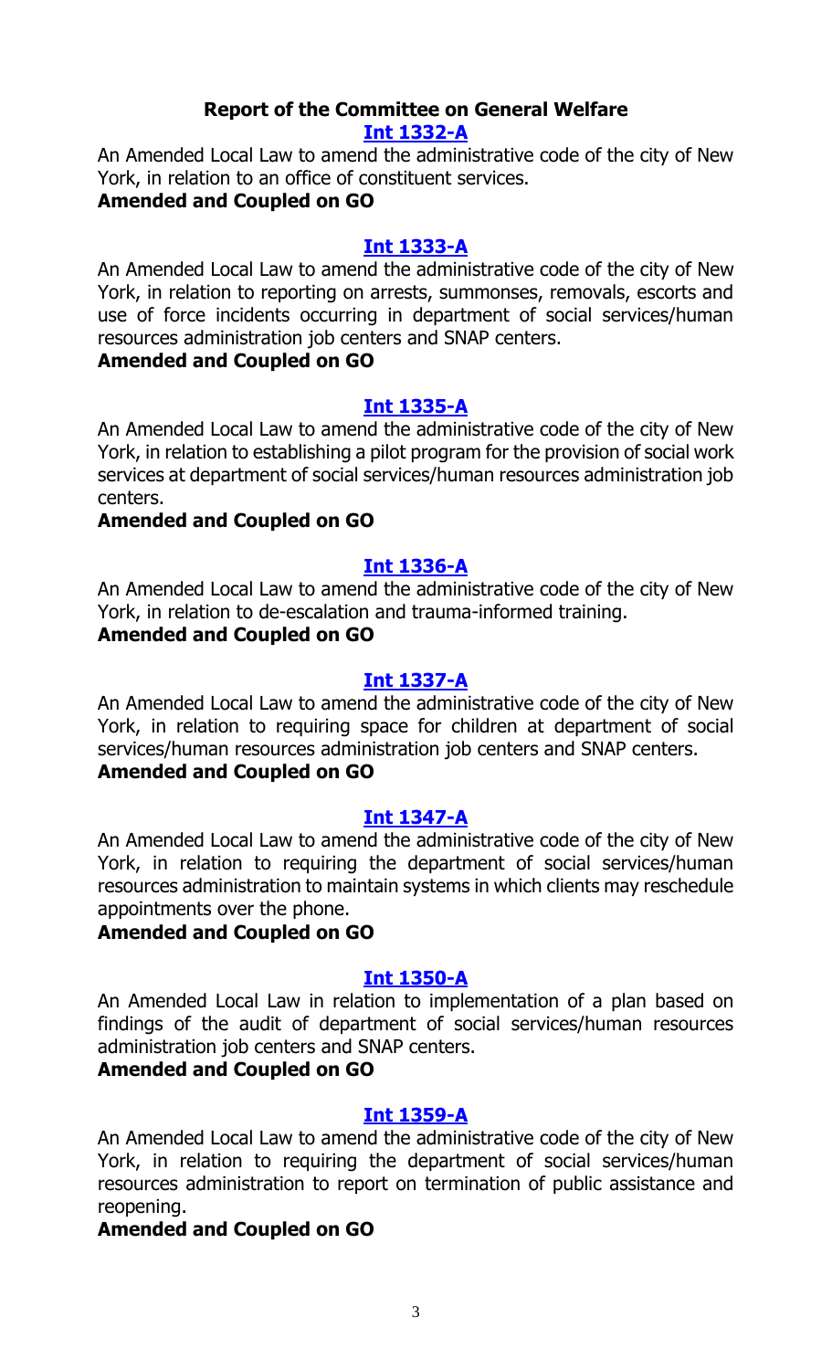### Report of the Committee on General Welfare

**[Int 1332-A]**

An Amended Local Law to amend the administrative code of the city of New York, in relation to an office of constituent services.

**Amended and Coupled on GO**

**[Int 1333-A]**

An Amended Local Law to amend the administrative code of the city of New York, in relation to reporting on arrests, summonses, removals, escorts and use of force incidents occurring in department of social services/human resources administration job centers and SNAP centers.

**Amended and Coupled on GO**

**[Int 1335-A]**

An Amended Local Law to amend the administrative code of the city of New York, in relation to establishing a pilot program for the provision of social work services at department of social services/human resources administration job centers.

**Amended and Coupled on GO**

**[Int 1336-A]**

An Amended Local Law to amend the administrative code of the city of New York, in relation to de-escalation and trauma-informed training.

**Amended and Coupled on GO**

**[Int 1337-A]**

An Amended Local Law to amend the administrative code of the city of New York, in relation to requiring space for children at department of social services/human resources administration job centers and SNAP centers.

**Amended and Coupled on GO**

**[Int 1347-A]**

An Amended Local Law to amend the administrative code of the city of New York, in relation to requiring the department of social services/human resources administration to maintain systems in which clients may reschedule appointments over the phone.

**Amended and Coupled on GO**

**[Int 1350-A]**

An Amended Local Law in relation to implementation of a plan based on findings of the audit of department of social services/human resources administration job centers and SNAP centers.

**Amended and Coupled on GO**

**[Int 1359-A]**

An Amended Local Law to amend the administrative code of the city of New York, in relation to requiring the department of social services/human resources administration to report on termination of public assistance and reopening.

**Amended and Coupled on GO**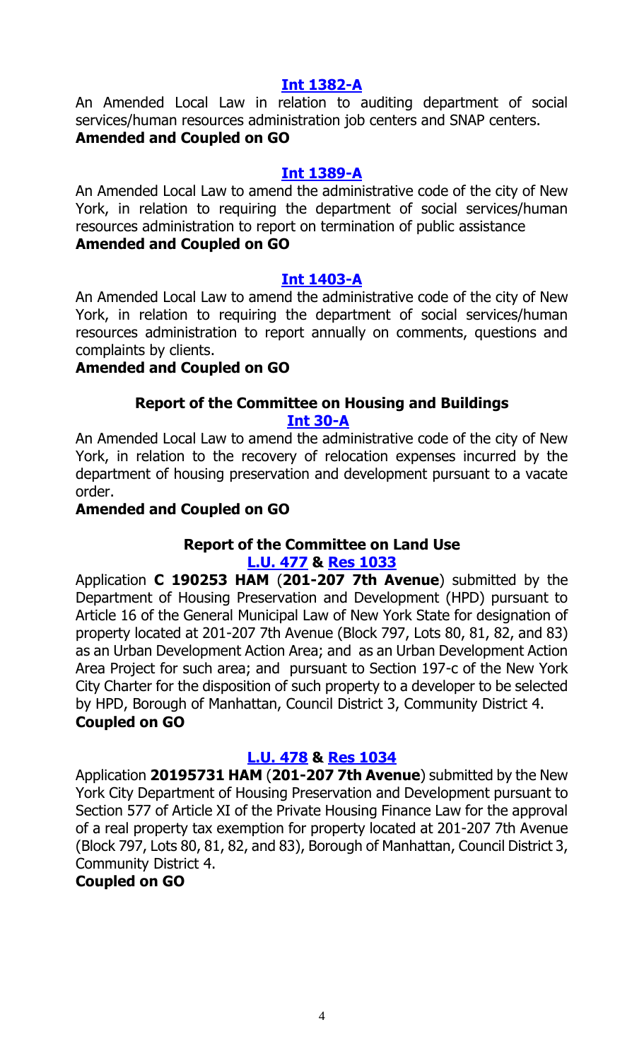**[Int 1382-A](#)**

An Amended Local Law in relation to auditing department of social services/human resources administration job centers and SNAP centers.

**Amended and Coupled on GO**

**[Int 1389-A](#)**

An Amended Local Law to amend the administrative code of the city of New York, in relation to requiring the department of social services/human resources administration to report on termination of public assistance

**Amended and Coupled on GO**

**[Int 1403-A](#)**

An Amended Local Law to amend the administrative code of the city of New York, in relation to requiring the department of social services/human resources administration to report annually on comments, questions and complaints by clients.

**Amended and Coupled on GO**

### Report of the Committee on Housing and Buildings

**[Int 30-A](#)**

An Amended Local Law to amend the administrative code of the city of New York, in relation to the recovery of relocation expenses incurred by the department of housing preservation and development pursuant to a vacate order.

**Amended and Coupled on GO**

### Report of the Committee on Land Use

**[L.U. 477](#) & [Res 1033](#)**

Application **C 190253 HAM** (**201-207 7th Avenue**) submitted by the Department of Housing Preservation and Development (HPD) pursuant to Article 16 of the General Municipal Law of New York State for designation of property located at 201-207 7th Avenue (Block 797, Lots 80, 81, 82, and 83) as an Urban Development Action Area; and as an Urban Development Action Area Project for such area; and pursuant to Section 197-c of the New York City Charter for the disposition of such property to a developer to be selected by HPD, Borough of Manhattan, Council District 3, Community District 4.

**Coupled on GO**

**[L.U. 478](#) & [Res 1034](#)**

Application **20195731 HAM** (**201-207 7th Avenue**) submitted by the New York City Department of Housing Preservation and Development pursuant to Section 577 of Article XI of the Private Housing Finance Law for the approval of a real property tax exemption for property located at 201-207 7th Avenue (Block 797, Lots 80, 81, 82, and 83), Borough of Manhattan, Council District 3, Community District 4.

**Coupled on GO**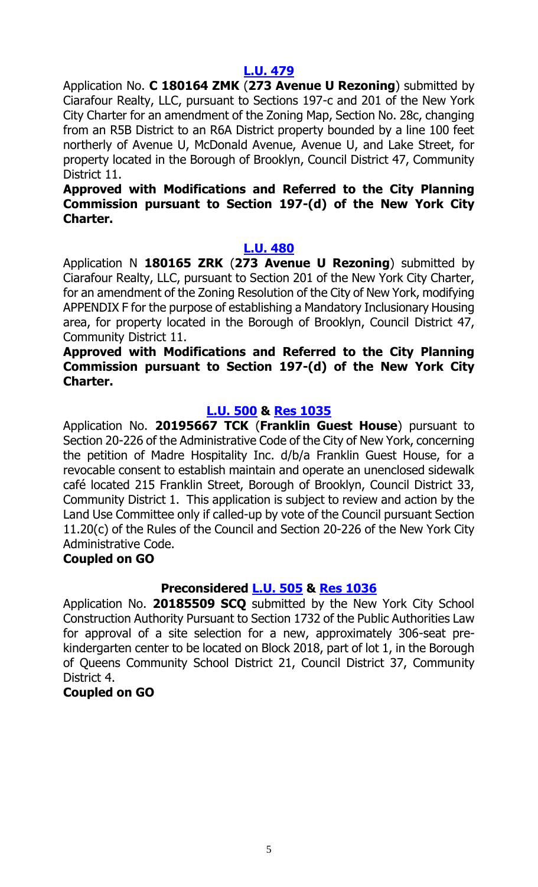**[L.U. 479]**

Application No. **C 180164 ZMK** (**273 Avenue U Rezoning**) submitted by Ciarafour Realty, LLC, pursuant to Sections 197-c and 201 of the New York City Charter for an amendment of the Zoning Map, Section No. 28c, changing from an R5B District to an R6A District property bounded by a line 100 feet northerly of Avenue U, McDonald Avenue, Avenue U, and Lake Street, for property located in the Borough of Brooklyn, Council District 47, Community District 11.

**Approved with Modifications and Referred to the City Planning Commission pursuant to Section 197-(d) of the New York City Charter.**

**[L.U. 480]**

Application N **180165 ZRK** (**273 Avenue U Rezoning**) submitted by Ciarafour Realty, LLC, pursuant to Section 201 of the New York City Charter, for an amendment of the Zoning Resolution of the City of New York, modifying APPENDIX F for the purpose of establishing a Mandatory Inclusionary Housing area, for property located in the Borough of Brooklyn, Council District 47, Community District 11.

**Approved with Modifications and Referred to the City Planning Commission pursuant to Section 197-(d) of the New York City Charter.**

**[L.U. 500] & [Res 1035]**

Application No. **20195667 TCK** (**Franklin Guest House**) pursuant to Section 20-226 of the Administrative Code of the City of New York, concerning the petition of Madre Hospitality Inc. d/b/a Franklin Guest House, for a revocable consent to establish maintain and operate an unenclosed sidewalk café located 215 Franklin Street, Borough of Brooklyn, Council District 33, Community District 1. This application is subject to review and action by the Land Use Committee only if called-up by vote of the Council pursuant Section 11.20(c) of the Rules of the Council and Section 20-226 of the New York City Administrative Code.

**Coupled on GO**

**Preconsidered [L.U. 505] & [Res 1036]**

Application No. **20185509 SCQ** submitted by the New York City School Construction Authority Pursuant to Section 1732 of the Public Authorities Law for approval of a site selection for a new, approximately 306-seat pre-kindergarten center to be located on Block 2018, part of lot 1, in the Borough of Queens Community School District 21, Council District 37, Community District 4.

**Coupled on GO**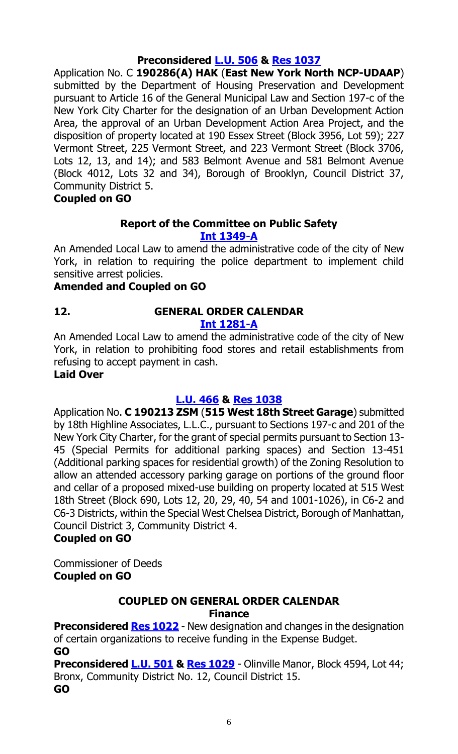**Preconsidered L.U. 506 & Res 1037**

Application No. C **190286(A) HAK** (**East New York North NCP-UDAAP**) submitted by the Department of Housing Preservation and Development pursuant to Article 16 of the General Municipal Law and Section 197-c of the New York City Charter for the designation of an Urban Development Action Area, the approval of an Urban Development Action Area Project, and the disposition of property located at 190 Essex Street (Block 3956, Lot 59); 227 Vermont Street, 225 Vermont Street, and 223 Vermont Street (Block 3706, Lots 12, 13, and 14); and 583 Belmont Avenue and 581 Belmont Avenue (Block 4012, Lots 32 and 34), Borough of Brooklyn, Council District 37, Community District 5.

**Coupled on GO**

### Report of the Committee on Public Safety

**Int 1349-A**

An Amended Local Law to amend the administrative code of the city of New York, in relation to requiring the police department to implement child sensitive arrest policies.

**Amended and Coupled on GO**

## 12. GENERAL ORDER CALENDAR

**Int 1281-A**

An Amended Local Law to amend the administrative code of the city of New York, in relation to prohibiting food stores and retail establishments from refusing to accept payment in cash.

**Laid Over**

**L.U. 466 & Res 1038**

Application No. **C 190213 ZSM** (**515 West 18th Street Garage**) submitted by 18th Highline Associates, L.L.C., pursuant to Sections 197-c and 201 of the New York City Charter, for the grant of special permits pursuant to Section 13-45 (Special Permits for additional parking spaces) and Section 13-451 (Additional parking spaces for residential growth) of the Zoning Resolution to allow an attended accessory parking garage on portions of the ground floor and cellar of a proposed mixed-use building on property located at 515 West 18th Street (Block 690, Lots 12, 20, 29, 40, 54 and 1001-1026), in C6-2 and C6-3 Districts, within the Special West Chelsea District, Borough of Manhattan, Council District 3, Community District 4.

**Coupled on GO**

Commissioner of Deeds

**Coupled on GO**

### COUPLED ON GENERAL ORDER CALENDAR

**Finance**

**Preconsidered Res 1022** - New designation and changes in the designation of certain organizations to receive funding in the Expense Budget.

**GO**

**Preconsidered L.U. 501 & Res 1029** - Olinville Manor, Block 4594, Lot 44; Bronx, Community District No. 12, Council District 15.

**GO**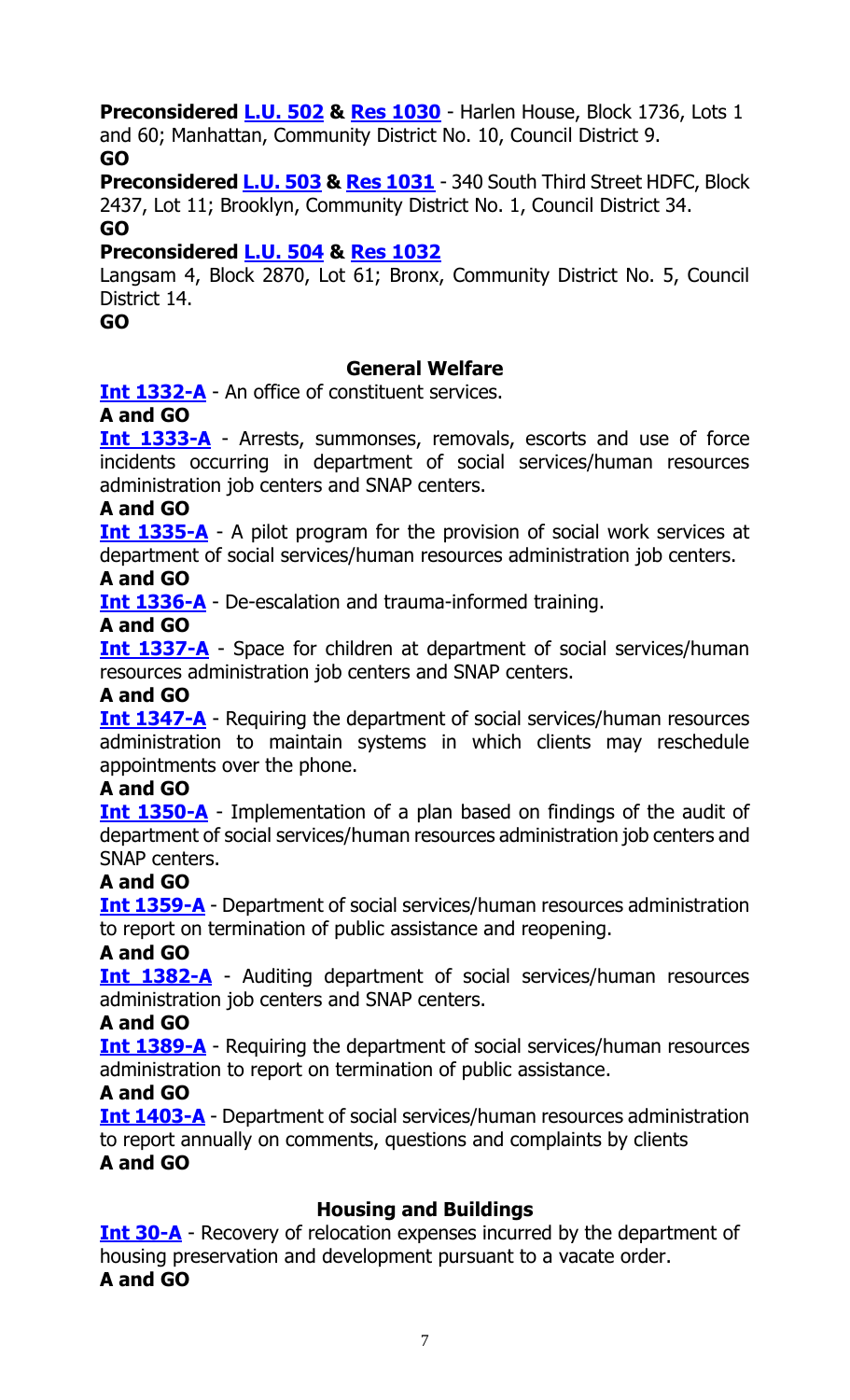**Preconsidered L.U. 502 & Res 1030** - Harlen House, Block 1736, Lots 1 and 60; Manhattan, Community District No. 10, Council District 9.
**GO**

**Preconsidered L.U. 503 & Res 1031** - 340 South Third Street HDFC, Block 2437, Lot 11; Brooklyn, Community District No. 1, Council District 34.
**GO**

**Preconsidered L.U. 504 & Res 1032**
Langsam 4, Block 2870, Lot 61; Bronx, Community District No. 5, Council District 14.
**GO**

### General Welfare

**Int 1332-A** - An office of constituent services.
**A and GO**

**Int 1333-A** - Arrests, summonses, removals, escorts and use of force incidents occurring in department of social services/human resources administration job centers and SNAP centers.
**A and GO**

**Int 1335-A** - A pilot program for the provision of social work services at department of social services/human resources administration job centers.
**A and GO**

**Int 1336-A** - De-escalation and trauma-informed training.
**A and GO**

**Int 1337-A** - Space for children at department of social services/human resources administration job centers and SNAP centers.
**A and GO**

**Int 1347-A** - Requiring the department of social services/human resources administration to maintain systems in which clients may reschedule appointments over the phone.
**A and GO**

**Int 1350-A** - Implementation of a plan based on findings of the audit of department of social services/human resources administration job centers and SNAP centers.
**A and GO**

**Int 1359-A** - Department of social services/human resources administration to report on termination of public assistance and reopening.
**A and GO**

**Int 1382-A** - Auditing department of social services/human resources administration job centers and SNAP centers.
**A and GO**

**Int 1389-A** - Requiring the department of social services/human resources administration to report on termination of public assistance.
**A and GO**

**Int 1403-A** - Department of social services/human resources administration to report annually on comments, questions and complaints by clients
**A and GO**

### Housing and Buildings

**Int 30-A** - Recovery of relocation expenses incurred by the department of housing preservation and development pursuant to a vacate order.
**A and GO**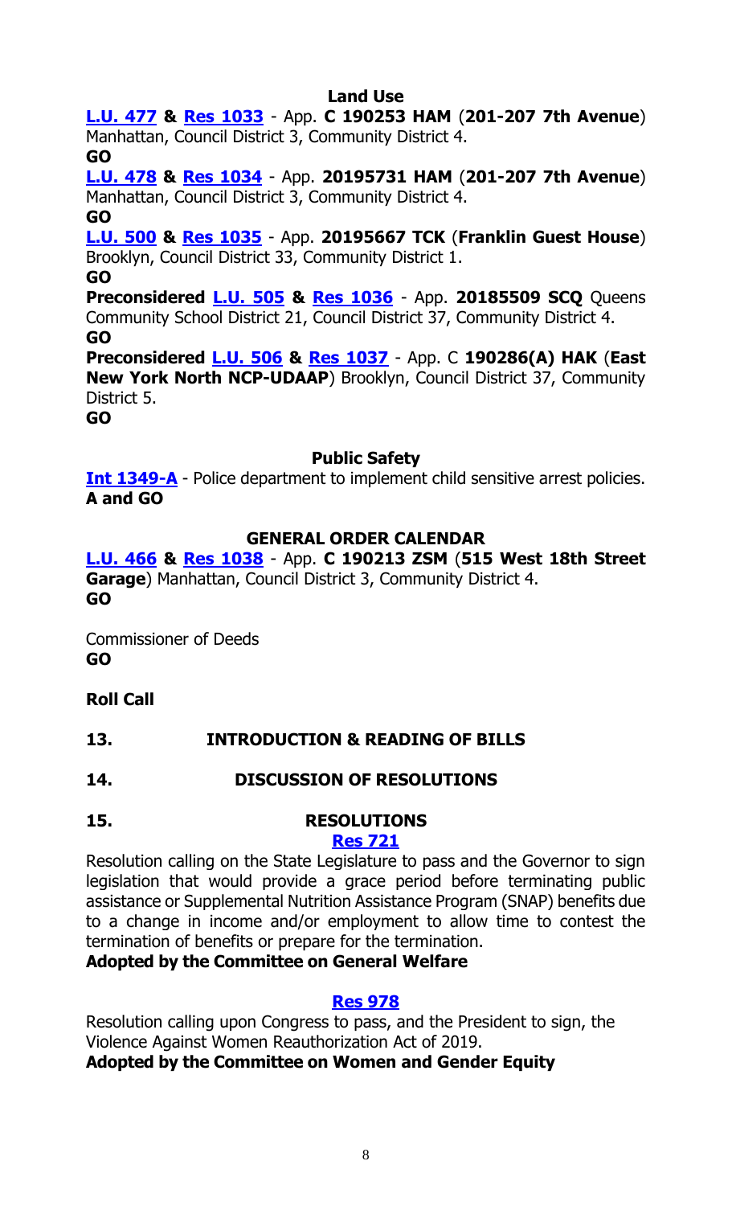**Land Use**

**L.U. 477 & Res 1033** - App. **C 190253 HAM** (**201-207 7th Avenue**) Manhattan, Council District 3, Community District 4.
**GO**

**L.U. 478 & Res 1034** - App. **20195731 HAM** (**201-207 7th Avenue**) Manhattan, Council District 3, Community District 4.
**GO**

**L.U. 500 & Res 1035** - App. **20195667 TCK** (**Franklin Guest House**) Brooklyn, Council District 33, Community District 1.
**GO**

**Preconsidered L.U. 505 & Res 1036** - App. **20185509 SCQ** Queens Community School District 21, Council District 37, Community District 4.
**GO**

**Preconsidered L.U. 506 & Res 1037** - App. C **190286(A) HAK** (**East New York North NCP-UDAAP**) Brooklyn, Council District 37, Community District 5.
**GO**

**Public Safety**

**Int 1349-A** - Police department to implement child sensitive arrest policies.
**A and GO**

**GENERAL ORDER CALENDAR**

**L.U. 466 & Res 1038** - App. **C 190213 ZSM** (**515 West 18th Street Garage**) Manhattan, Council District 3, Community District 4.
**GO**

Commissioner of Deeds
**GO**

**Roll Call**

**13. INTRODUCTION & READING OF BILLS**

**14. DISCUSSION OF RESOLUTIONS**

**15. RESOLUTIONS**

**Res 721**

Resolution calling on the State Legislature to pass and the Governor to sign legislation that would provide a grace period before terminating public assistance or Supplemental Nutrition Assistance Program (SNAP) benefits due to a change in income and/or employment to allow time to contest the termination of benefits or prepare for the termination.
**Adopted by the Committee on General Welfare**

**Res 978**

Resolution calling upon Congress to pass, and the President to sign, the Violence Against Women Reauthorization Act of 2019.
**Adopted by the Committee on Women and Gender Equity**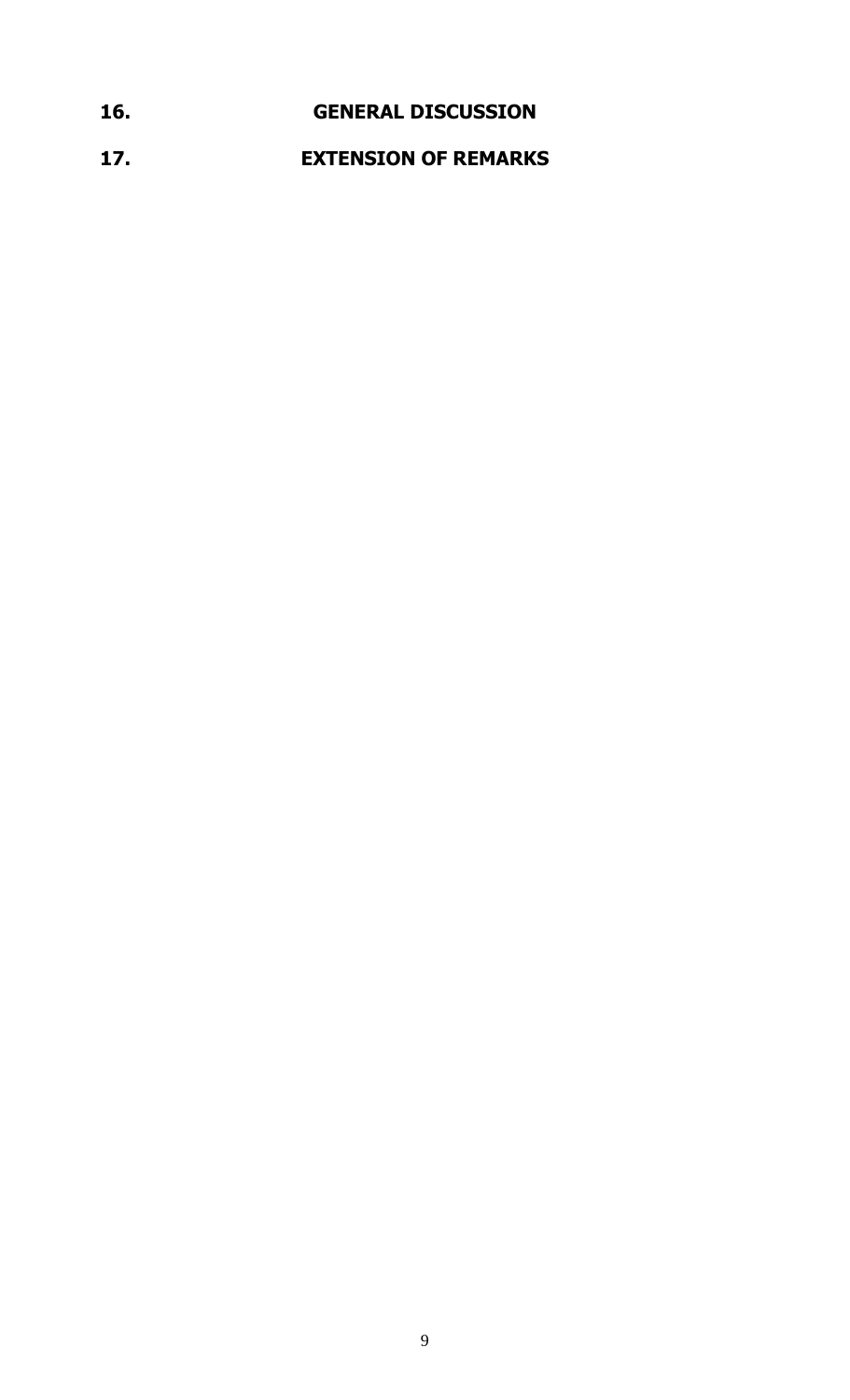**16. GENERAL DISCUSSION**

**17. EXTENSION OF REMARKS**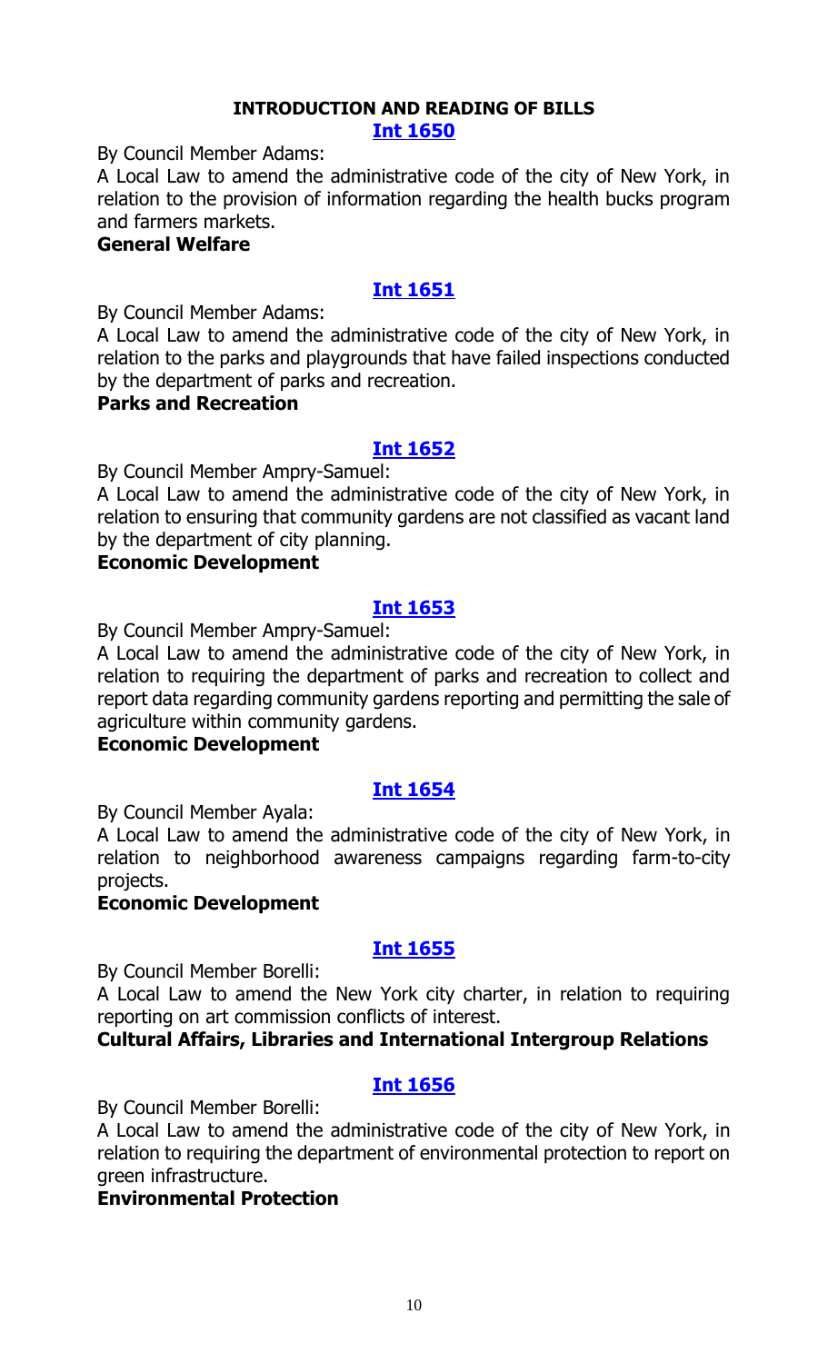## INTRODUCTION AND READING OF BILLS

### [Int 1650]

By Council Member Adams:

A Local Law to amend the administrative code of the city of New York, in relation to the provision of information regarding the health bucks program and farmers markets.

**General Welfare**

### [Int 1651]

By Council Member Adams:

A Local Law to amend the administrative code of the city of New York, in relation to the parks and playgrounds that have failed inspections conducted by the department of parks and recreation.

**Parks and Recreation**

### [Int 1652]

By Council Member Ampry-Samuel:

A Local Law to amend the administrative code of the city of New York, in relation to ensuring that community gardens are not classified as vacant land by the department of city planning.

**Economic Development**

### [Int 1653]

By Council Member Ampry-Samuel:

A Local Law to amend the administrative code of the city of New York, in relation to requiring the department of parks and recreation to collect and report data regarding community gardens reporting and permitting the sale of agriculture within community gardens.

**Economic Development**

### [Int 1654]

By Council Member Ayala:

A Local Law to amend the administrative code of the city of New York, in relation to neighborhood awareness campaigns regarding farm-to-city projects.

**Economic Development**

### [Int 1655]

By Council Member Borelli:

A Local Law to amend the New York city charter, in relation to requiring reporting on art commission conflicts of interest.

**Cultural Affairs, Libraries and International Intergroup Relations**

### [Int 1656]

By Council Member Borelli:

A Local Law to amend the administrative code of the city of New York, in relation to requiring the department of environmental protection to report on green infrastructure.

**Environmental Protection**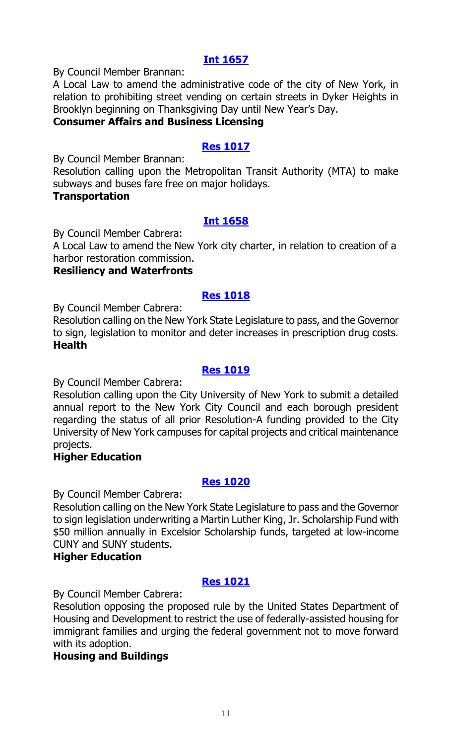### Int 1657

By Council Member Brannan:

A Local Law to amend the administrative code of the city of New York, in relation to prohibiting street vending on certain streets in Dyker Heights in Brooklyn beginning on Thanksgiving Day until New Year's Day.

**Consumer Affairs and Business Licensing**

### Res 1017

By Council Member Brannan:

Resolution calling upon the Metropolitan Transit Authority (MTA) to make subways and buses fare free on major holidays.

**Transportation**

### Int 1658

By Council Member Cabrera:

A Local Law to amend the New York city charter, in relation to creation of a harbor restoration commission.

**Resiliency and Waterfronts**

### Res 1018

By Council Member Cabrera:

Resolution calling on the New York State Legislature to pass, and the Governor to sign, legislation to monitor and deter increases in prescription drug costs.

**Health**

### Res 1019

By Council Member Cabrera:

Resolution calling upon the City University of New York to submit a detailed annual report to the New York City Council and each borough president regarding the status of all prior Resolution-A funding provided to the City University of New York campuses for capital projects and critical maintenance projects.

**Higher Education**

### Res 1020

By Council Member Cabrera:

Resolution calling on the New York State Legislature to pass and the Governor to sign legislation underwriting a Martin Luther King, Jr. Scholarship Fund with $50 million annually in Excelsior Scholarship funds, targeted at low-income CUNY and SUNY students.

**Higher Education**

### Res 1021

By Council Member Cabrera:

Resolution opposing the proposed rule by the United States Department of Housing and Development to restrict the use of federally-assisted housing for immigrant families and urging the federal government not to move forward with its adoption.

**Housing and Buildings**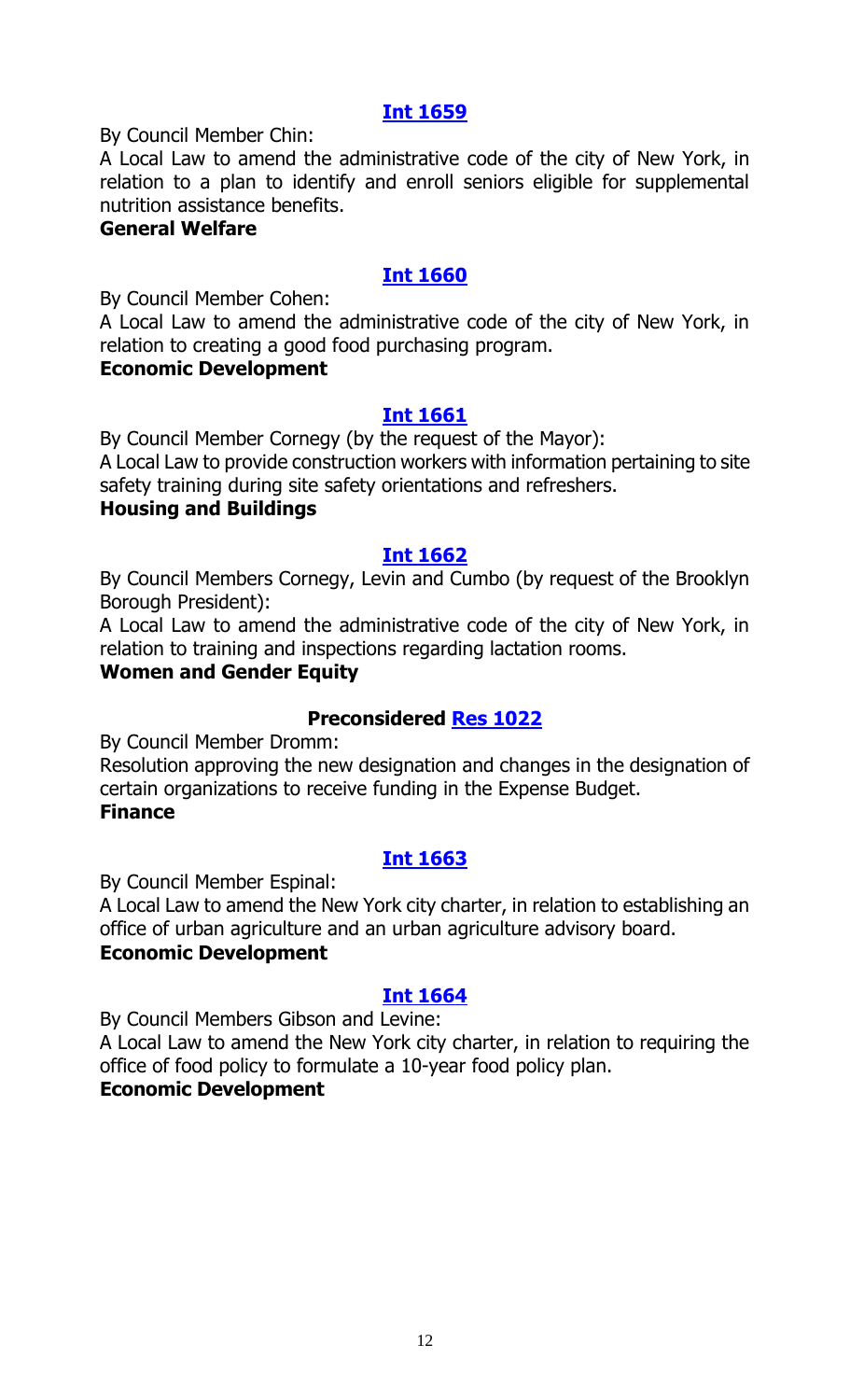**Int 1659**

By Council Member Chin:

A Local Law to amend the administrative code of the city of New York, in relation to a plan to identify and enroll seniors eligible for supplemental nutrition assistance benefits.

**General Welfare**

**Int 1660**

By Council Member Cohen:

A Local Law to amend the administrative code of the city of New York, in relation to creating a good food purchasing program.

**Economic Development**

**Int 1661**

By Council Member Cornegy (by the request of the Mayor):

A Local Law to provide construction workers with information pertaining to site safety training during site safety orientations and refreshers.

**Housing and Buildings**

**Int 1662**

By Council Members Cornegy, Levin and Cumbo (by request of the Brooklyn Borough President):

A Local Law to amend the administrative code of the city of New York, in relation to training and inspections regarding lactation rooms.

**Women and Gender Equity**

**Preconsidered Res 1022**

By Council Member Dromm:

Resolution approving the new designation and changes in the designation of certain organizations to receive funding in the Expense Budget.

**Finance**

**Int 1663**

By Council Member Espinal:

A Local Law to amend the New York city charter, in relation to establishing an office of urban agriculture and an urban agriculture advisory board.

**Economic Development**

**Int 1664**

By Council Members Gibson and Levine:

A Local Law to amend the New York city charter, in relation to requiring the office of food policy to formulate a 10-year food policy plan.

**Economic Development**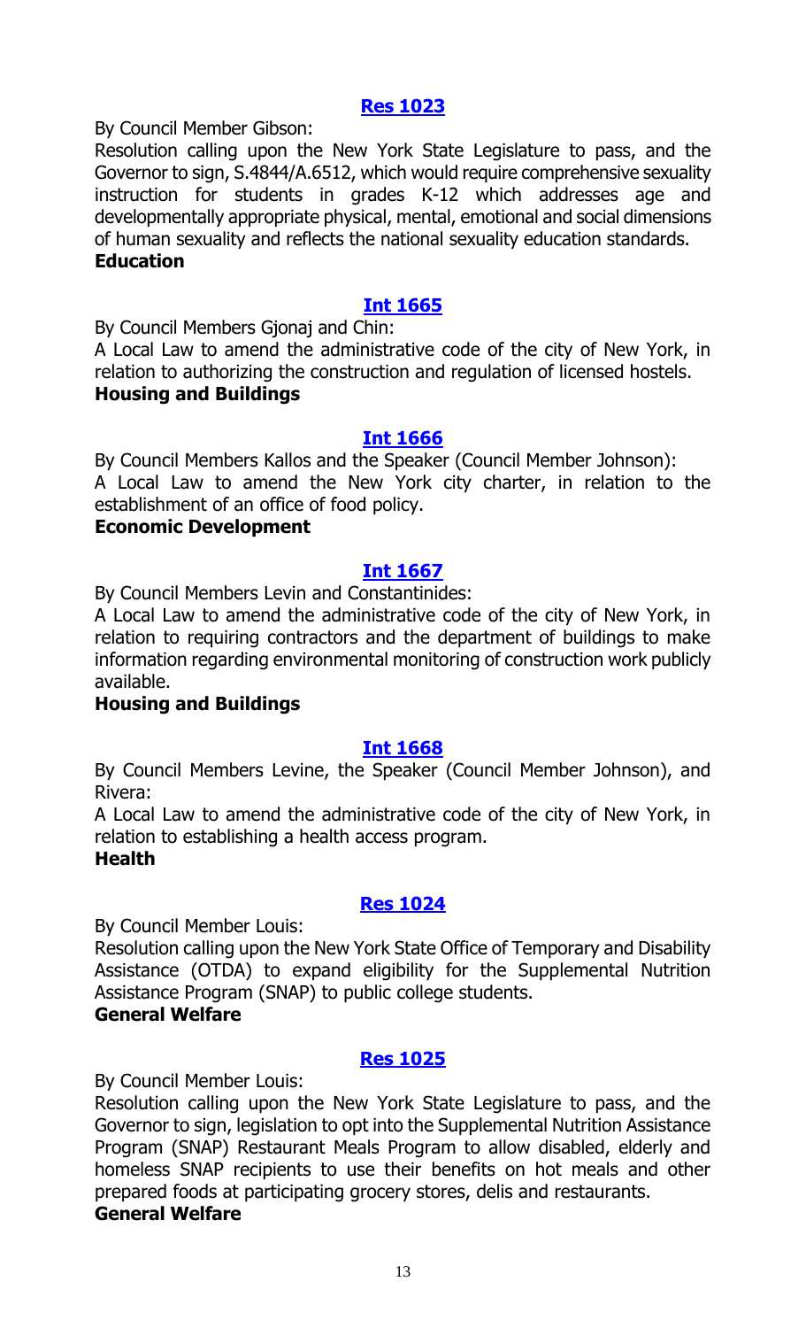### [Res 1023](#)

By Council Member Gibson:

Resolution calling upon the New York State Legislature to pass, and the Governor to sign, S.4844/A.6512, which would require comprehensive sexuality instruction for students in grades K-12 which addresses age and developmentally appropriate physical, mental, emotional and social dimensions of human sexuality and reflects the national sexuality education standards.

**Education**

### [Int 1665](#)

By Council Members Gjonaj and Chin:

A Local Law to amend the administrative code of the city of New York, in relation to authorizing the construction and regulation of licensed hostels.

**Housing and Buildings**

### [Int 1666](#)

By Council Members Kallos and the Speaker (Council Member Johnson):

A Local Law to amend the New York city charter, in relation to the establishment of an office of food policy.

**Economic Development**

### [Int 1667](#)

By Council Members Levin and Constantinides:

A Local Law to amend the administrative code of the city of New York, in relation to requiring contractors and the department of buildings to make information regarding environmental monitoring of construction work publicly available.

**Housing and Buildings**

### [Int 1668](#)

By Council Members Levine, the Speaker (Council Member Johnson), and Rivera:

A Local Law to amend the administrative code of the city of New York, in relation to establishing a health access program.

**Health**

### [Res 1024](#)

By Council Member Louis:

Resolution calling upon the New York State Office of Temporary and Disability Assistance (OTDA) to expand eligibility for the Supplemental Nutrition Assistance Program (SNAP) to public college students.

**General Welfare**

### [Res 1025](#)

By Council Member Louis:

Resolution calling upon the New York State Legislature to pass, and the Governor to sign, legislation to opt into the Supplemental Nutrition Assistance Program (SNAP) Restaurant Meals Program to allow disabled, elderly and homeless SNAP recipients to use their benefits on hot meals and other prepared foods at participating grocery stores, delis and restaurants.

**General Welfare**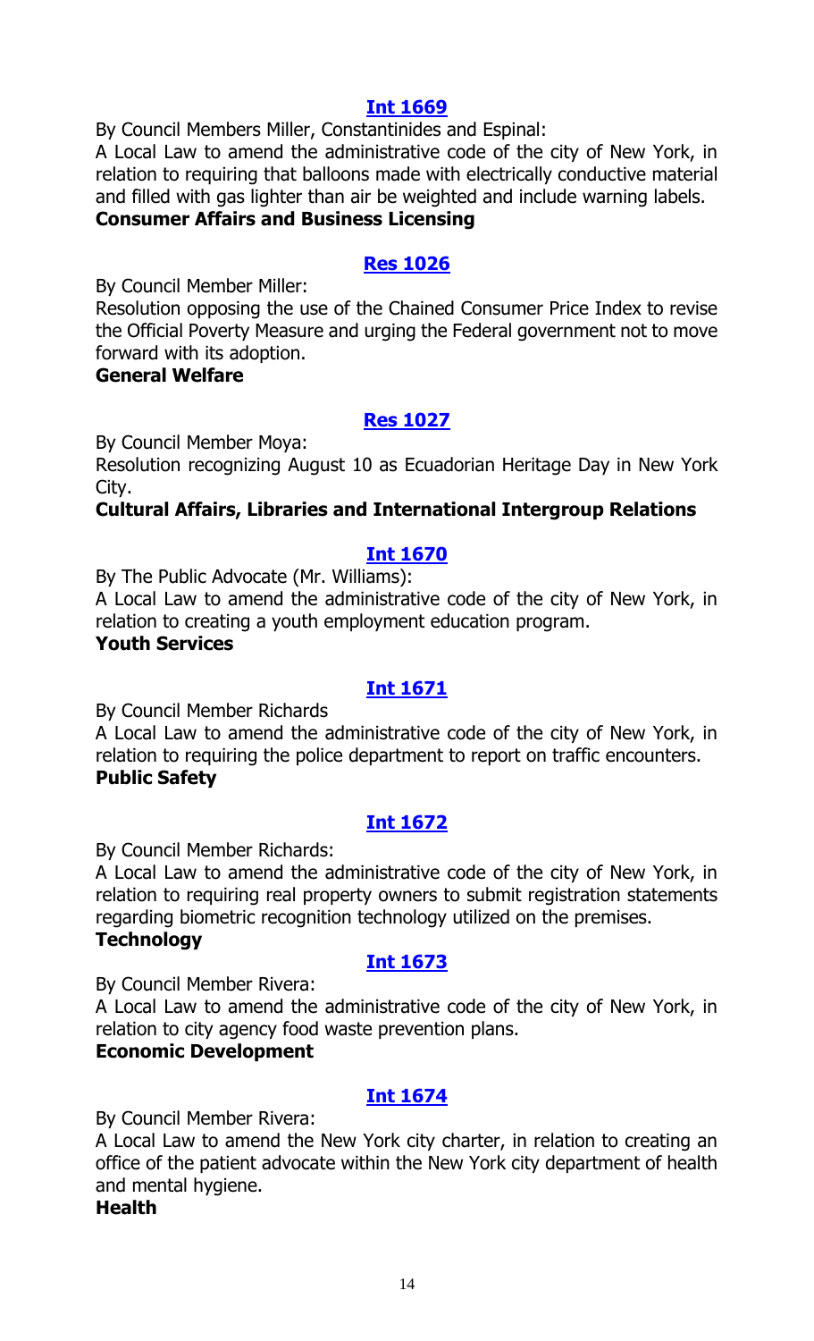## [Int 1669]

By Council Members Miller, Constantinides and Espinal:

A Local Law to amend the administrative code of the city of New York, in relation to requiring that balloons made with electrically conductive material and filled with gas lighter than air be weighted and include warning labels.

**Consumer Affairs and Business Licensing**

## [Res 1026]

By Council Member Miller:

Resolution opposing the use of the Chained Consumer Price Index to revise the Official Poverty Measure and urging the Federal government not to move forward with its adoption.

**General Welfare**

## [Res 1027]

By Council Member Moya:

Resolution recognizing August 10 as Ecuadorian Heritage Day in New York City.

**Cultural Affairs, Libraries and International Intergroup Relations**

## [Int 1670]

By The Public Advocate (Mr. Williams):

A Local Law to amend the administrative code of the city of New York, in relation to creating a youth employment education program.

**Youth Services**

## [Int 1671]

By Council Member Richards

A Local Law to amend the administrative code of the city of New York, in relation to requiring the police department to report on traffic encounters.

**Public Safety**

## [Int 1672]

By Council Member Richards:

A Local Law to amend the administrative code of the city of New York, in relation to requiring real property owners to submit registration statements regarding biometric recognition technology utilized on the premises.

**Technology**

## [Int 1673]

By Council Member Rivera:

A Local Law to amend the administrative code of the city of New York, in relation to city agency food waste prevention plans.

**Economic Development**

## [Int 1674]

By Council Member Rivera:

A Local Law to amend the New York city charter, in relation to creating an office of the patient advocate within the New York city department of health and mental hygiene.

**Health**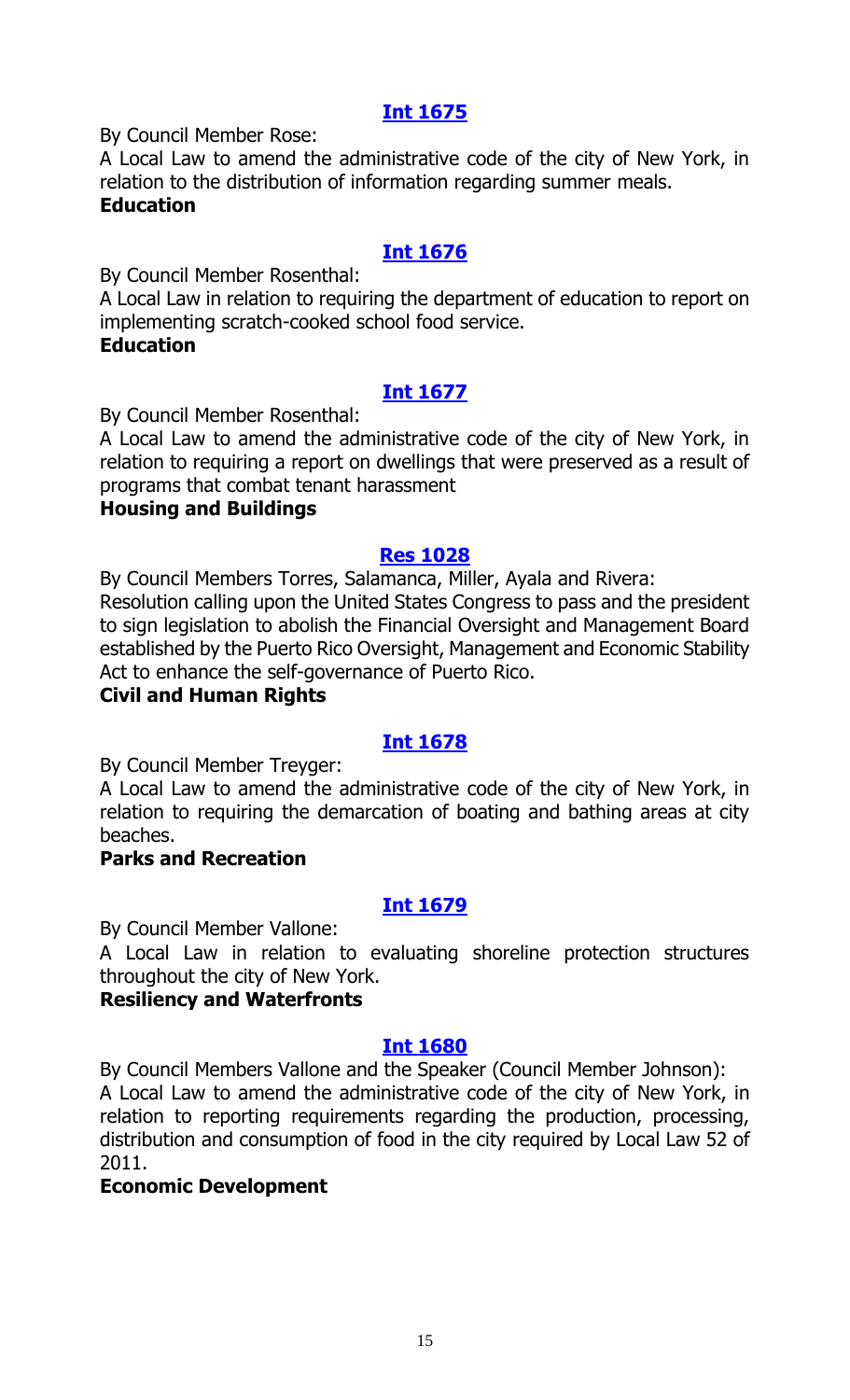## Int 1675

By Council Member Rose:

A Local Law to amend the administrative code of the city of New York, in relation to the distribution of information regarding summer meals.

**Education**

## Int 1676

By Council Member Rosenthal:

A Local Law in relation to requiring the department of education to report on implementing scratch-cooked school food service.

**Education**

## Int 1677

By Council Member Rosenthal:

A Local Law to amend the administrative code of the city of New York, in relation to requiring a report on dwellings that were preserved as a result of programs that combat tenant harassment

**Housing and Buildings**

## Res 1028

By Council Members Torres, Salamanca, Miller, Ayala and Rivera:

Resolution calling upon the United States Congress to pass and the president to sign legislation to abolish the Financial Oversight and Management Board established by the Puerto Rico Oversight, Management and Economic Stability Act to enhance the self-governance of Puerto Rico.

**Civil and Human Rights**

## Int 1678

By Council Member Treyger:

A Local Law to amend the administrative code of the city of New York, in relation to requiring the demarcation of boating and bathing areas at city beaches.

**Parks and Recreation**

## Int 1679

By Council Member Vallone:

A Local Law in relation to evaluating shoreline protection structures throughout the city of New York.

**Resiliency and Waterfronts**

## Int 1680

By Council Members Vallone and the Speaker (Council Member Johnson):

A Local Law to amend the administrative code of the city of New York, in relation to reporting requirements regarding the production, processing, distribution and consumption of food in the city required by Local Law 52 of 2011.

**Economic Development**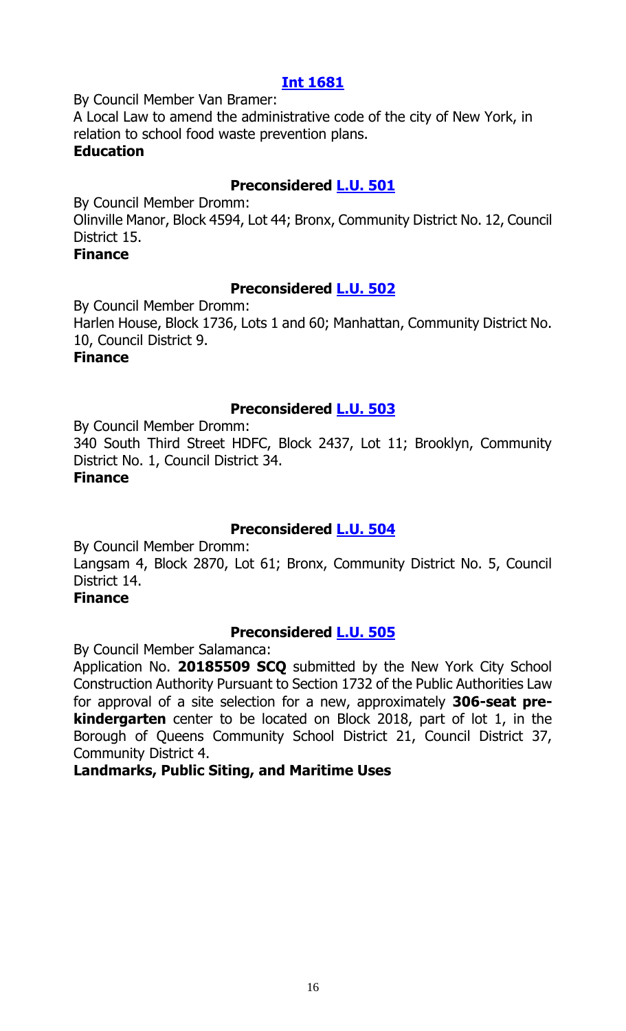### [Int 1681]

By Council Member Van Bramer:

A Local Law to amend the administrative code of the city of New York, in relation to school food waste prevention plans.

**Education**

### Preconsidered [L.U. 501]

By Council Member Dromm:

Olinville Manor, Block 4594, Lot 44; Bronx, Community District No. 12, Council District 15.

**Finance**

### Preconsidered [L.U. 502]

By Council Member Dromm:

Harlen House, Block 1736, Lots 1 and 60; Manhattan, Community District No. 10, Council District 9.

**Finance**

### Preconsidered [L.U. 503]

By Council Member Dromm:

340 South Third Street HDFC, Block 2437, Lot 11; Brooklyn, Community District No. 1, Council District 34.

**Finance**

### Preconsidered [L.U. 504]

By Council Member Dromm:

Langsam 4, Block 2870, Lot 61; Bronx, Community District No. 5, Council District 14.

**Finance**

### Preconsidered [L.U. 505]

By Council Member Salamanca:

Application No. **20185509 SCQ** submitted by the New York City School Construction Authority Pursuant to Section 1732 of the Public Authorities Law for approval of a site selection for a new, approximately **306-seat pre-kindergarten** center to be located on Block 2018, part of lot 1, in the Borough of Queens Community School District 21, Council District 37, Community District 4.

**Landmarks, Public Siting, and Maritime Uses**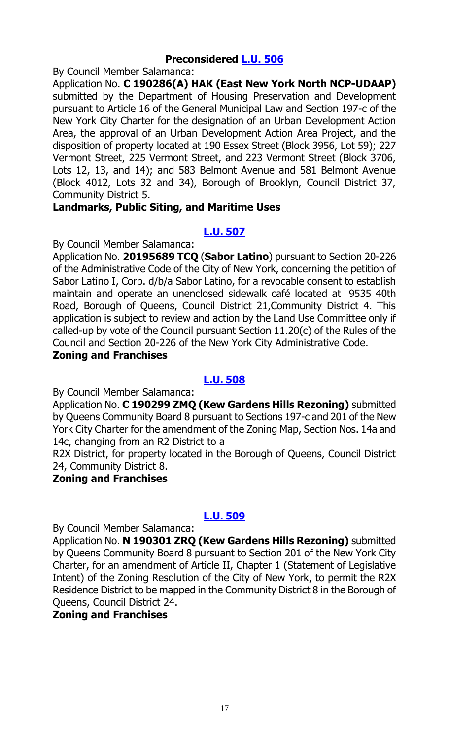### **Preconsidered [L.U. 506]**

By Council Member Salamanca:

Application No. **C 190286(A) HAK (East New York North NCP-UDAAP)** submitted by the Department of Housing Preservation and Development pursuant to Article 16 of the General Municipal Law and Section 197-c of the New York City Charter for the designation of an Urban Development Action Area, the approval of an Urban Development Action Area Project, and the disposition of property located at 190 Essex Street (Block 3956, Lot 59); 227 Vermont Street, 225 Vermont Street, and 223 Vermont Street (Block 3706, Lots 12, 13, and 14); and 583 Belmont Avenue and 581 Belmont Avenue (Block 4012, Lots 32 and 34), Borough of Brooklyn, Council District 37, Community District 5.

**Landmarks, Public Siting, and Maritime Uses**

### **[L.U. 507]**

By Council Member Salamanca:

Application No. **20195689 TCQ** (**Sabor Latino**) pursuant to Section 20-226 of the Administrative Code of the City of New York, concerning the petition of Sabor Latino I, Corp. d/b/a Sabor Latino, for a revocable consent to establish maintain and operate an unenclosed sidewalk café located at 9535 40th Road, Borough of Queens, Council District 21,Community District 4. This application is subject to review and action by the Land Use Committee only if called-up by vote of the Council pursuant Section 11.20(c) of the Rules of the Council and Section 20-226 of the New York City Administrative Code.

**Zoning and Franchises**

### **[L.U. 508]**

By Council Member Salamanca:

Application No. **C 190299 ZMQ (Kew Gardens Hills Rezoning)** submitted by Queens Community Board 8 pursuant to Sections 197-c and 201 of the New York City Charter for the amendment of the Zoning Map, Section Nos. 14a and 14c, changing from an R2 District to a

R2X District, for property located in the Borough of Queens, Council District 24, Community District 8.

**Zoning and Franchises**

### **[L.U. 509]**

By Council Member Salamanca:

Application No. **N 190301 ZRQ (Kew Gardens Hills Rezoning)** submitted by Queens Community Board 8 pursuant to Section 201 of the New York City Charter, for an amendment of Article II, Chapter 1 (Statement of Legislative Intent) of the Zoning Resolution of the City of New York, to permit the R2X Residence District to be mapped in the Community District 8 in the Borough of Queens, Council District 24.

**Zoning and Franchises**